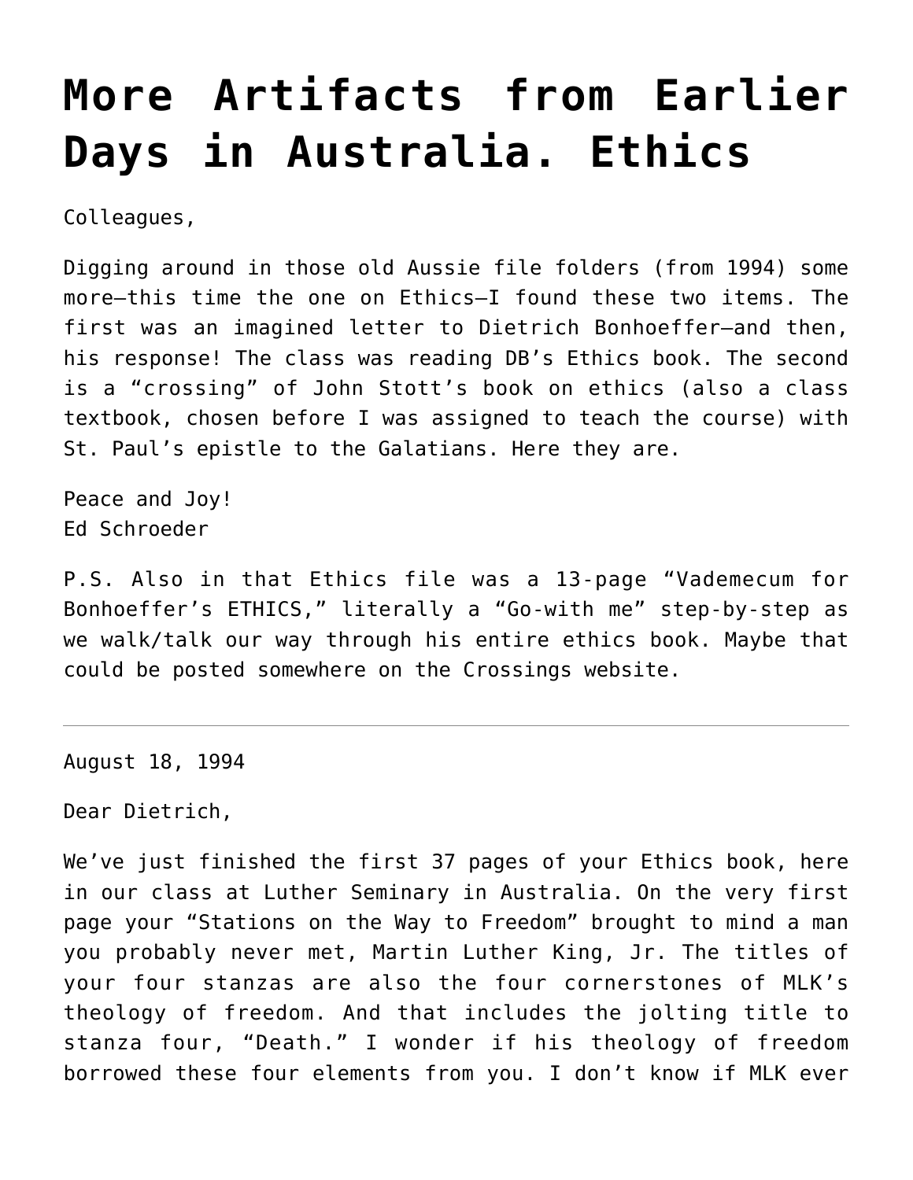# More Artifacts from Earlier Days in Australia. Ethics

Colleagues,

Digging around in those old Aussie file folders (from 1994) some more—this time the one on Ethics—I found these two items. The first was an imagined letter to Dietrich Bonhoeffer—and then, his response! The class was reading DB's Ethics book. The second is a "crossing" of John Stott's book on ethics (also a class textbook, chosen before I was assigned to teach the course) with St. Paul's epistle to the Galatians. Here they are.

Peace and Joy!
Ed Schroeder

P.S. Also in that Ethics file was a 13-page "Vademecum for Bonhoeffer's ETHICS," literally a "Go-with me" step-by-step as we walk/talk our way through his entire ethics book. Maybe that could be posted somewhere on the Crossings website.

---

August 18, 1994

Dear Dietrich,

We've just finished the first 37 pages of your Ethics book, here in our class at Luther Seminary in Australia. On the very first page your "Stations on the Way to Freedom" brought to mind a man you probably never met, Martin Luther King, Jr. The titles of your four stanzas are also the four cornerstones of MLK's theology of freedom. And that includes the jolting title to stanza four, "Death." I wonder if his theology of freedom borrowed these four elements from you. I don't know if MLK ever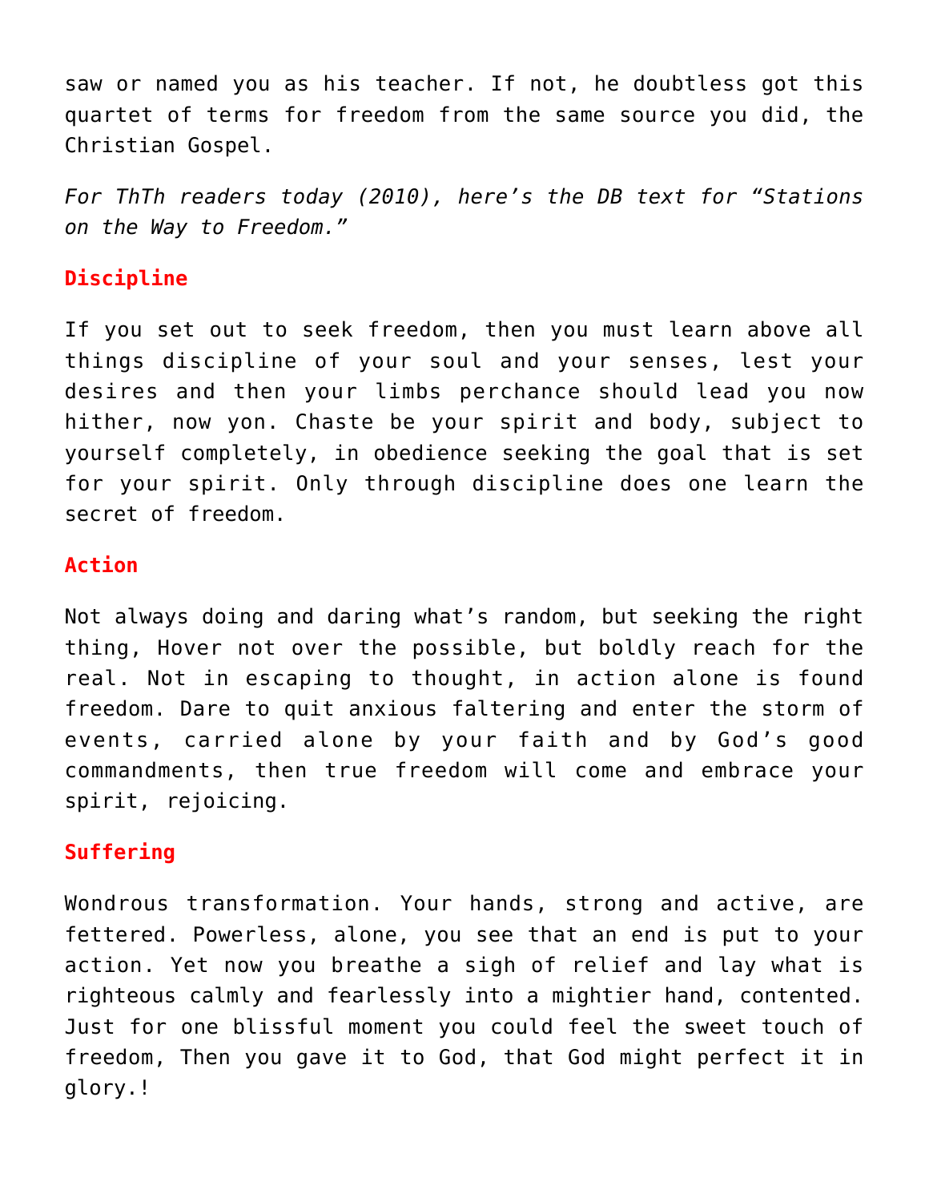saw or named you as his teacher. If not, he doubtless got this quartet of terms for freedom from the same source you did, the Christian Gospel.

*For ThTh readers today (2010), here's the DB text for "Stations on the Way to Freedom."*

**Discipline**

If you set out to seek freedom, then you must learn above all things discipline of your soul and your senses, lest your desires and then your limbs perchance should lead you now hither, now yon. Chaste be your spirit and body, subject to yourself completely, in obedience seeking the goal that is set for your spirit. Only through discipline does one learn the secret of freedom.

**Action**

Not always doing and daring what's random, but seeking the right thing, Hover not over the possible, but boldly reach for the real. Not in escaping to thought, in action alone is found freedom. Dare to quit anxious faltering and enter the storm of events, carried alone by your faith and by God's good commandments, then true freedom will come and embrace your spirit, rejoicing.

**Suffering**

Wondrous transformation. Your hands, strong and active, are fettered. Powerless, alone, you see that an end is put to your action. Yet now you breathe a sigh of relief and lay what is righteous calmly and fearlessly into a mightier hand, contented. Just for one blissful moment you could feel the sweet touch of freedom, Then you gave it to God, that God might perfect it in glory.!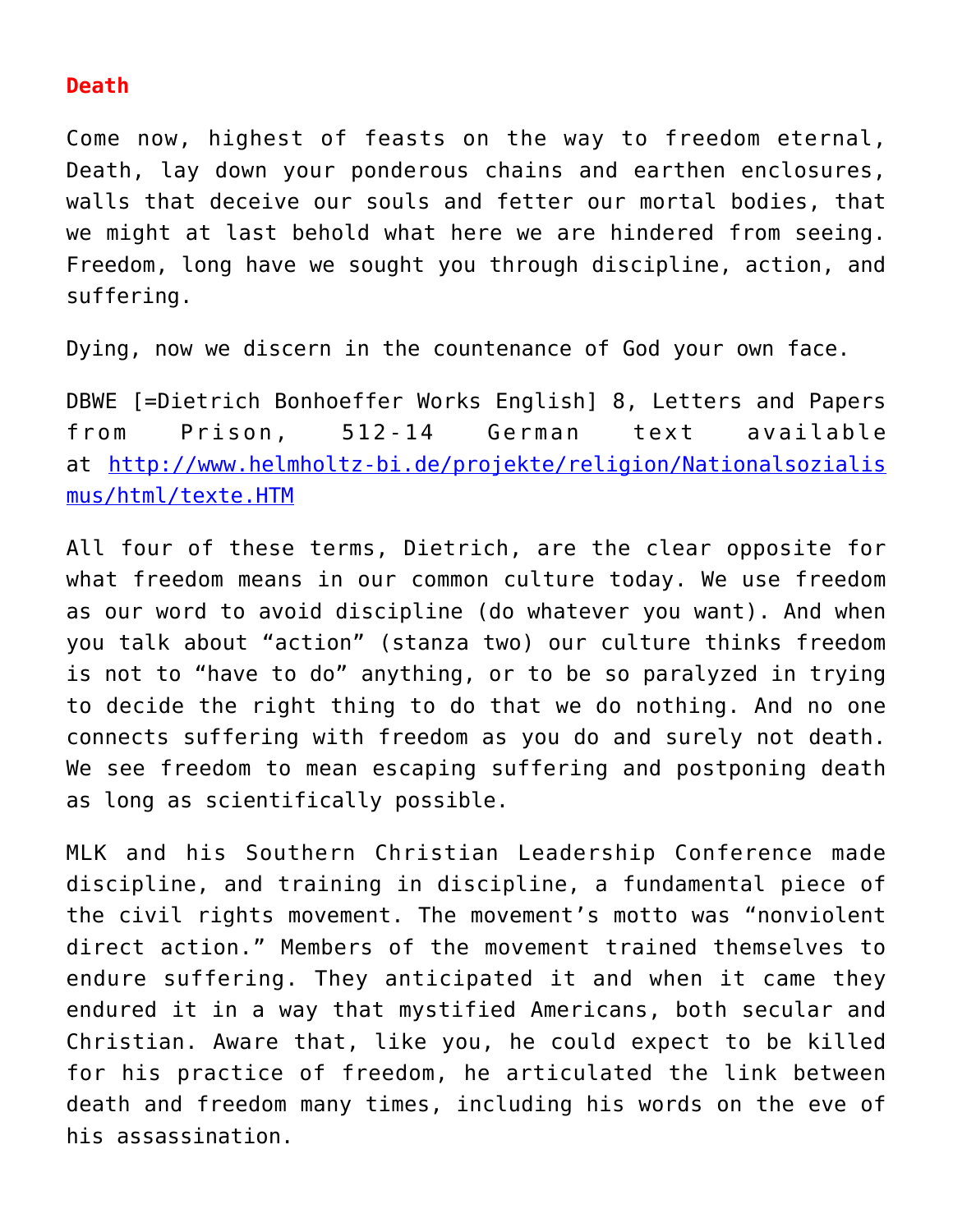**Death**

Come now, highest of feasts on the way to freedom eternal, Death, lay down your ponderous chains and earthen enclosures, walls that deceive our souls and fetter our mortal bodies, that we might at last behold what here we are hindered from seeing. Freedom, long have we sought you through discipline, action, and suffering.

Dying, now we discern in the countenance of God your own face.

DBWE [=Dietrich Bonhoeffer Works English] 8, Letters and Papers from Prison, 512-14 German text available at [http://www.helmholtz-bi.de/projekte/religion/Nationalsozialismus/html/texte.HTM](http://www.helmholtz-bi.de/projekte/religion/Nationalsozialismus/html/texte.HTM)

All four of these terms, Dietrich, are the clear opposite for what freedom means in our common culture today. We use freedom as our word to avoid discipline (do whatever you want). And when you talk about "action" (stanza two) our culture thinks freedom is not to "have to do" anything, or to be so paralyzed in trying to decide the right thing to do that we do nothing. And no one connects suffering with freedom as you do and surely not death. We see freedom to mean escaping suffering and postponing death as long as scientifically possible.

MLK and his Southern Christian Leadership Conference made discipline, and training in discipline, a fundamental piece of the civil rights movement. The movement's motto was "nonviolent direct action." Members of the movement trained themselves to endure suffering. They anticipated it and when it came they endured it in a way that mystified Americans, both secular and Christian. Aware that, like you, he could expect to be killed for his practice of freedom, he articulated the link between death and freedom many times, including his words on the eve of his assassination.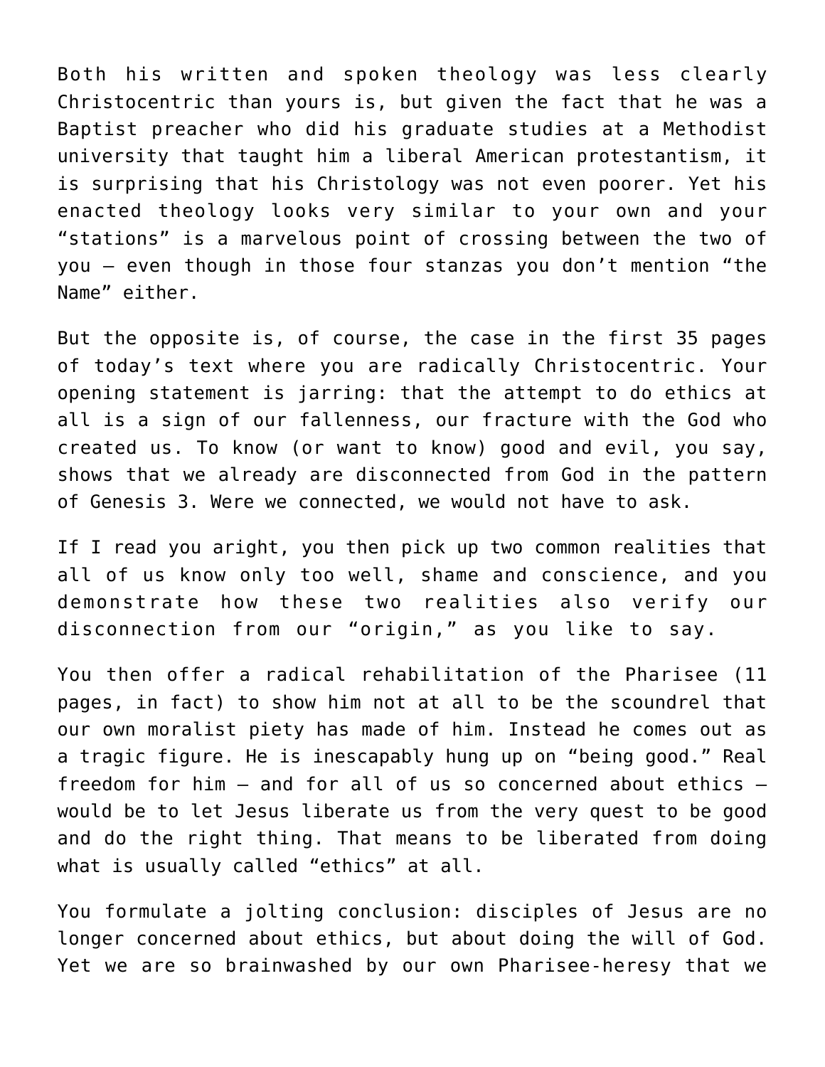Both his written and spoken theology was less clearly Christocentric than yours is, but given the fact that he was a Baptist preacher who did his graduate studies at a Methodist university that taught him a liberal American protestantism, it is surprising that his Christology was not even poorer. Yet his enacted theology looks very similar to your own and your "stations" is a marvelous point of crossing between the two of you – even though in those four stanzas you don't mention "the Name" either.

But the opposite is, of course, the case in the first 35 pages of today's text where you are radically Christocentric. Your opening statement is jarring: that the attempt to do ethics at all is a sign of our fallenness, our fracture with the God who created us. To know (or want to know) good and evil, you say, shows that we already are disconnected from God in the pattern of Genesis 3. Were we connected, we would not have to ask.

If I read you aright, you then pick up two common realities that all of us know only too well, shame and conscience, and you demonstrate how these two realities also verify our disconnection from our "origin," as you like to say.

You then offer a radical rehabilitation of the Pharisee (11 pages, in fact) to show him not at all to be the scoundrel that our own moralist piety has made of him. Instead he comes out as a tragic figure. He is inescapably hung up on "being good." Real freedom for him – and for all of us so concerned about ethics – would be to let Jesus liberate us from the very quest to be good and do the right thing. That means to be liberated from doing what is usually called "ethics" at all.

You formulate a jolting conclusion: disciples of Jesus are no longer concerned about ethics, but about doing the will of God. Yet we are so brainwashed by our own Pharisee-heresy that we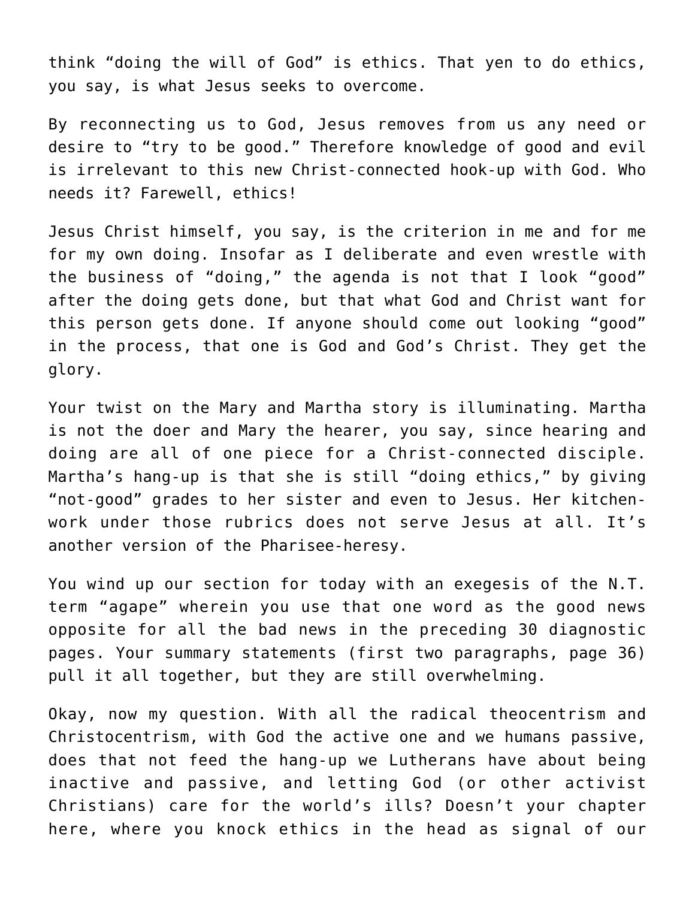think “doing the will of God” is ethics. That yen to do ethics, you say, is what Jesus seeks to overcome.

By reconnecting us to God, Jesus removes from us any need or desire to “try to be good.” Therefore knowledge of good and evil is irrelevant to this new Christ-connected hook-up with God. Who needs it? Farewell, ethics!

Jesus Christ himself, you say, is the criterion in me and for me for my own doing. Insofar as I deliberate and even wrestle with the business of “doing,” the agenda is not that I look “good” after the doing gets done, but that what God and Christ want for this person gets done. If anyone should come out looking “good” in the process, that one is God and God’s Christ. They get the glory.

Your twist on the Mary and Martha story is illuminating. Martha is not the doer and Mary the hearer, you say, since hearing and doing are all of one piece for a Christ-connected disciple. Martha’s hang-up is that she is still “doing ethics,” by giving “not-good” grades to her sister and even to Jesus. Her kitchen-work under those rubrics does not serve Jesus at all. It’s another version of the Pharisee-heresy.

You wind up our section for today with an exegesis of the N.T. term “agape” wherein you use that one word as the good news opposite for all the bad news in the preceding 30 diagnostic pages. Your summary statements (first two paragraphs, page 36) pull it all together, but they are still overwhelming.

Okay, now my question. With all the radical theocentrism and Christocentrism, with God the active one and we humans passive, does that not feed the hang-up we Lutherans have about being inactive and passive, and letting God (or other activist Christians) care for the world’s ills? Doesn’t your chapter here, where you knock ethics in the head as signal of our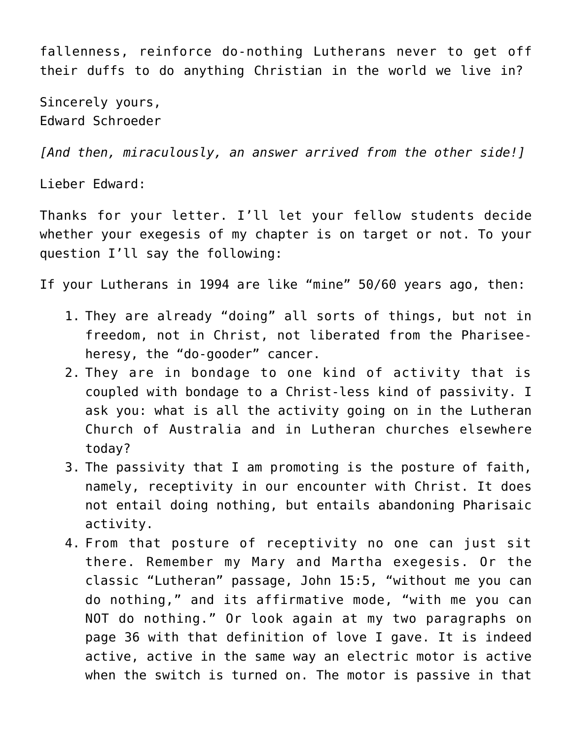fallenness, reinforce do-nothing Lutherans never to get off their duffs to do anything Christian in the world we live in?

Sincerely yours,
Edward Schroeder

*[And then, miraculously, an answer arrived from the other side!]*

Lieber Edward:

Thanks for your letter. I'll let your fellow students decide whether your exegesis of my chapter is on target or not. To your question I'll say the following:

If your Lutherans in 1994 are like "mine" 50/60 years ago, then:

1. They are already "doing" all sorts of things, but not in freedom, not in Christ, not liberated from the Pharisee-heresy, the "do-gooder" cancer.
2. They are in bondage to one kind of activity that is coupled with bondage to a Christ-less kind of passivity. I ask you: what is all the activity going on in the Lutheran Church of Australia and in Lutheran churches elsewhere today?
3. The passivity that I am promoting is the posture of faith, namely, receptivity in our encounter with Christ. It does not entail doing nothing, but entails abandoning Pharisaic activity.
4. From that posture of receptivity no one can just sit there. Remember my Mary and Martha exegesis. Or the classic "Lutheran" passage, John 15:5, "without me you can do nothing," and its affirmative mode, "with me you can NOT do nothing." Or look again at my two paragraphs on page 36 with that definition of love I gave. It is indeed active, active in the same way an electric motor is active when the switch is turned on. The motor is passive in that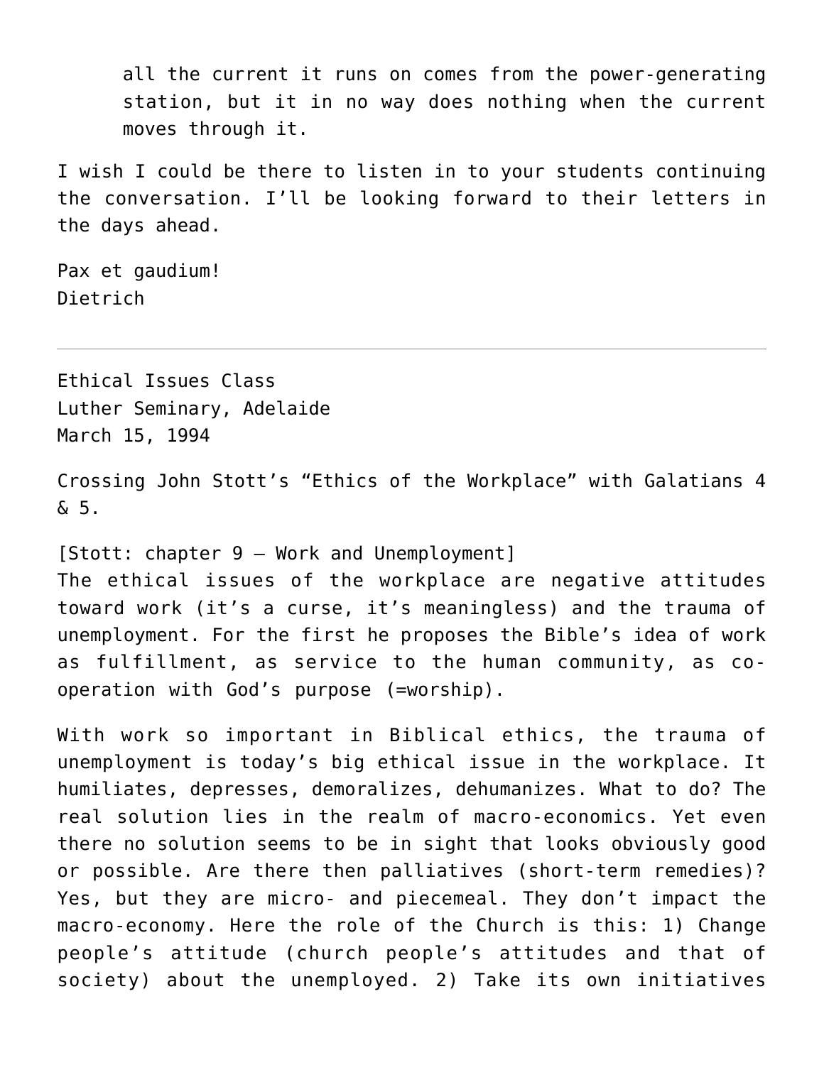> all the current it runs on comes from the power-generating station, but it in no way does nothing when the current moves through it.

I wish I could be there to listen in to your students continuing the conversation. I'll be looking forward to their letters in the days ahead.

Pax et gaudium!
Dietrich

---

Ethical Issues Class
Luther Seminary, Adelaide
March 15, 1994

Crossing John Stott's "Ethics of the Workplace" with Galatians 4 & 5.

[Stott: chapter 9 – Work and Unemployment]
The ethical issues of the workplace are negative attitudes toward work (it's a curse, it's meaningless) and the trauma of unemployment. For the first he proposes the Bible's idea of work as fulfillment, as service to the human community, as co-operation with God's purpose (=worship).

With work so important in Biblical ethics, the trauma of unemployment is today's big ethical issue in the workplace. It humiliates, depresses, demoralizes, dehumanizes. What to do? The real solution lies in the realm of macro-economics. Yet even there no solution seems to be in sight that looks obviously good or possible. Are there then palliatives (short-term remedies)? Yes, but they are micro- and piecemeal. They don't impact the macro-economy. Here the role of the Church is this: 1) Change people's attitude (church people's attitudes and that of society) about the unemployed. 2) Take its own initiatives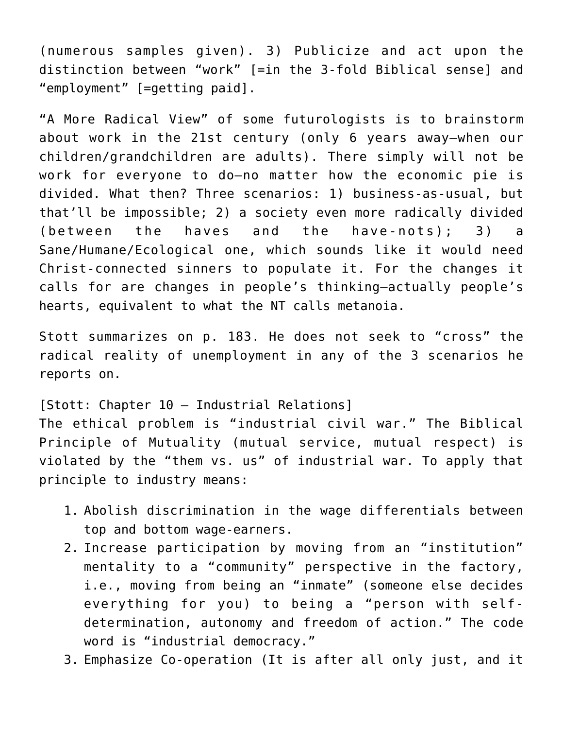(numerous samples given). 3) Publicize and act upon the distinction between "work" [=in the 3-fold Biblical sense] and "employment" [=getting paid].

"A More Radical View" of some futurologists is to brainstorm about work in the 21st century (only 6 years away—when our children/grandchildren are adults). There simply will not be work for everyone to do—no matter how the economic pie is divided. What then? Three scenarios: 1) business-as-usual, but that'll be impossible; 2) a society even more radically divided (between the haves and the have-nots); 3) a Sane/Humane/Ecological one, which sounds like it would need Christ-connected sinners to populate it. For the changes it calls for are changes in people's thinking—actually people's hearts, equivalent to what the NT calls metanoia.

Stott summarizes on p. 183. He does not seek to "cross" the radical reality of unemployment in any of the 3 scenarios he reports on.

[Stott: Chapter 10 – Industrial Relations]
The ethical problem is "industrial civil war." The Biblical Principle of Mutuality (mutual service, mutual respect) is violated by the "them vs. us" of industrial war. To apply that principle to industry means:

1. Abolish discrimination in the wage differentials between top and bottom wage-earners.
2. Increase participation by moving from an "institution" mentality to a "community" perspective in the factory, i.e., moving from being an "inmate" (someone else decides everything for you) to being a "person with self-determination, autonomy and freedom of action." The code word is "industrial democracy."
3. Emphasize Co-operation (It is after all only just, and it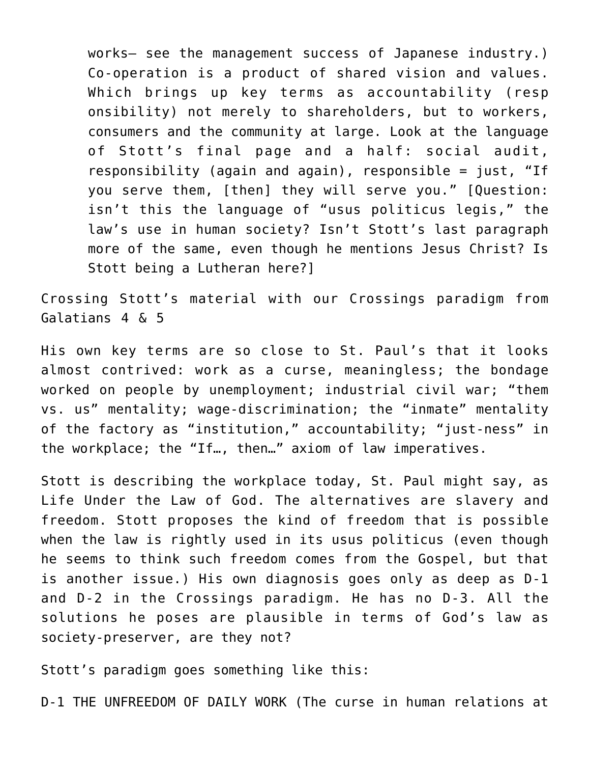> works— see the management success of Japanese industry.) Co-operation is a product of shared vision and values. Which brings up key terms as accountability (responsibility) not merely to shareholders, but to workers, consumers and the community at large. Look at the language of Stott's final page and a half: social audit, responsibility (again and again), responsible = just, "If you serve them, [then] they will serve you." [Question: isn't this the language of "usus politicus legis," the law's use in human society? Isn't Stott's last paragraph more of the same, even though he mentions Jesus Christ? Is Stott being a Lutheran here?]

Crossing Stott's material with our Crossings paradigm from Galatians 4 & 5

His own key terms are so close to St. Paul's that it looks almost contrived: work as a curse, meaningless; the bondage worked on people by unemployment; industrial civil war; "them vs. us" mentality; wage-discrimination; the "inmate" mentality of the factory as "institution," accountability; "just-ness" in the workplace; the "If…, then…" axiom of law imperatives.

Stott is describing the workplace today, St. Paul might say, as Life Under the Law of God. The alternatives are slavery and freedom. Stott proposes the kind of freedom that is possible when the law is rightly used in its usus politicus (even though he seems to think such freedom comes from the Gospel, but that is another issue.) His own diagnosis goes only as deep as D-1 and D-2 in the Crossings paradigm. He has no D-3. All the solutions he poses are plausible in terms of God's law as society-preserver, are they not?

Stott's paradigm goes something like this:

D-1 THE UNFREEDOM OF DAILY WORK (The curse in human relations at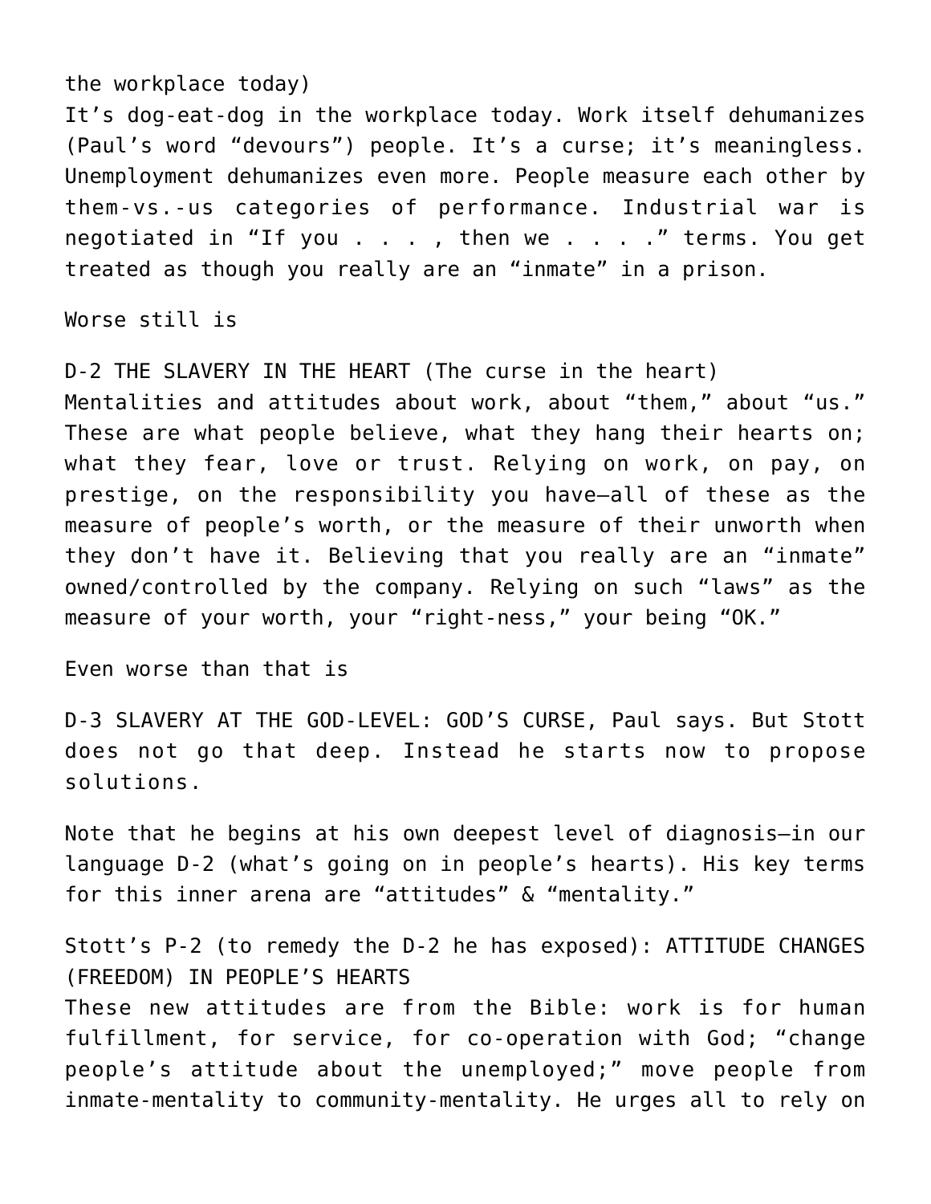the workplace today)
It's dog-eat-dog in the workplace today. Work itself dehumanizes (Paul's word "devours") people. It's a curse; it's meaningless. Unemployment dehumanizes even more. People measure each other by them-vs.-us categories of performance. Industrial war is negotiated in "If you . . . , then we . . . ." terms. You get treated as though you really are an "inmate" in a prison.

Worse still is

D-2 THE SLAVERY IN THE HEART (The curse in the heart)
Mentalities and attitudes about work, about "them," about "us." These are what people believe, what they hang their hearts on; what they fear, love or trust. Relying on work, on pay, on prestige, on the responsibility you have—all of these as the measure of people's worth, or the measure of their unworth when they don't have it. Believing that you really are an "inmate" owned/controlled by the company. Relying on such "laws" as the measure of your worth, your "right-ness," your being "OK."

Even worse than that is

D-3 SLAVERY AT THE GOD-LEVEL: GOD'S CURSE, Paul says. But Stott does not go that deep. Instead he starts now to propose solutions.

Note that he begins at his own deepest level of diagnosis—in our language D-2 (what's going on in people's hearts). His key terms for this inner arena are "attitudes" & "mentality."

Stott's P-2 (to remedy the D-2 he has exposed): ATTITUDE CHANGES (FREEDOM) IN PEOPLE'S HEARTS
These new attitudes are from the Bible: work is for human fulfillment, for service, for co-operation with God; "change people's attitude about the unemployed;" move people from inmate-mentality to community-mentality. He urges all to rely on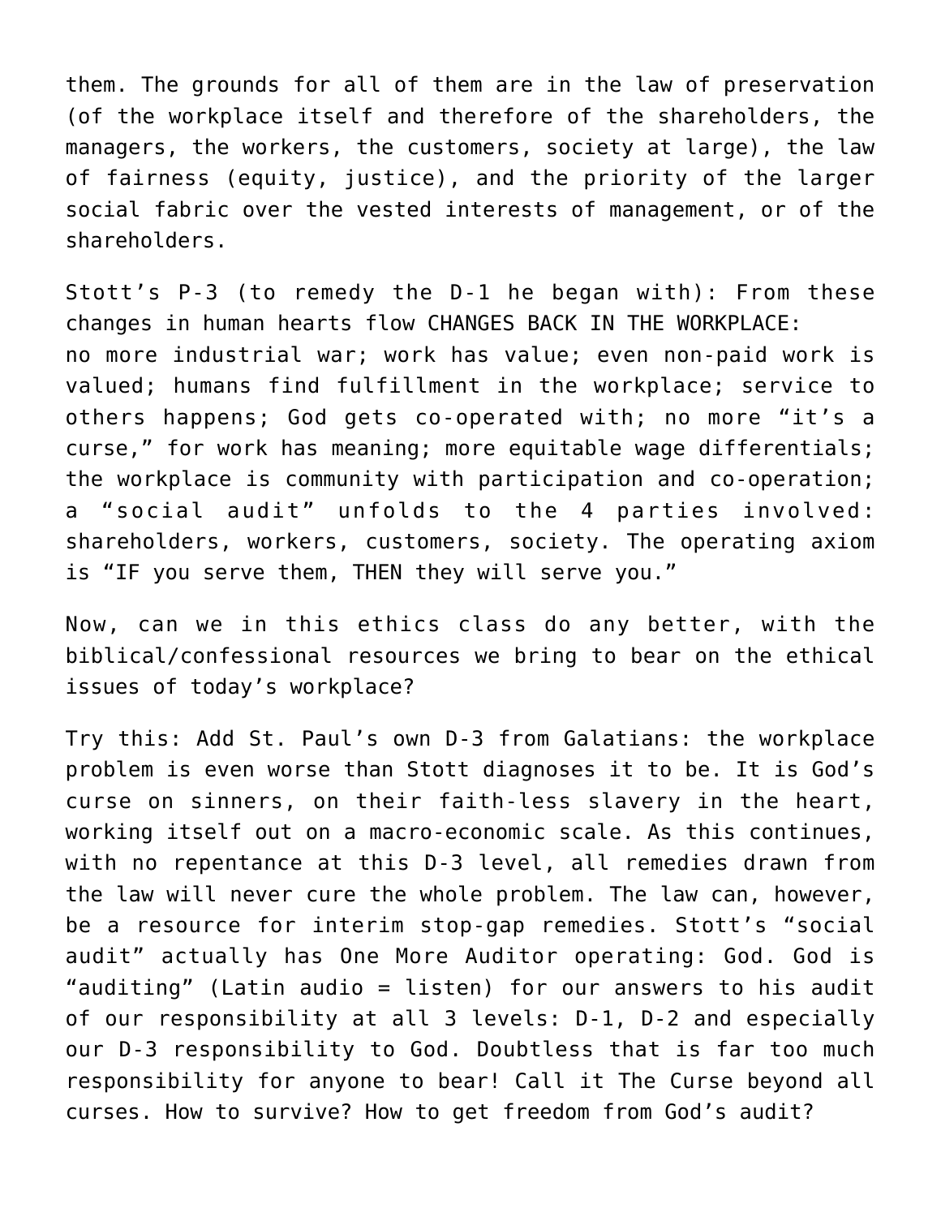them. The grounds for all of them are in the law of preservation (of the workplace itself and therefore of the shareholders, the managers, the workers, the customers, society at large), the law of fairness (equity, justice), and the priority of the larger social fabric over the vested interests of management, or of the shareholders.

Stott's P-3 (to remedy the D-1 he began with): From these changes in human hearts flow CHANGES BACK IN THE WORKPLACE: no more industrial war; work has value; even non-paid work is valued; humans find fulfillment in the workplace; service to others happens; God gets co-operated with; no more "it's a curse," for work has meaning; more equitable wage differentials; the workplace is community with participation and co-operation; a "social audit" unfolds to the 4 parties involved: shareholders, workers, customers, society. The operating axiom is "IF you serve them, THEN they will serve you."

Now, can we in this ethics class do any better, with the biblical/confessional resources we bring to bear on the ethical issues of today's workplace?

Try this: Add St. Paul's own D-3 from Galatians: the workplace problem is even worse than Stott diagnoses it to be. It is God's curse on sinners, on their faith-less slavery in the heart, working itself out on a macro-economic scale. As this continues, with no repentance at this D-3 level, all remedies drawn from the law will never cure the whole problem. The law can, however, be a resource for interim stop-gap remedies. Stott's "social audit" actually has One More Auditor operating: God. God is "auditing" (Latin audio = listen) for our answers to his audit of our responsibility at all 3 levels: D-1, D-2 and especially our D-3 responsibility to God. Doubtless that is far too much responsibility for anyone to bear! Call it The Curse beyond all curses. How to survive? How to get freedom from God's audit?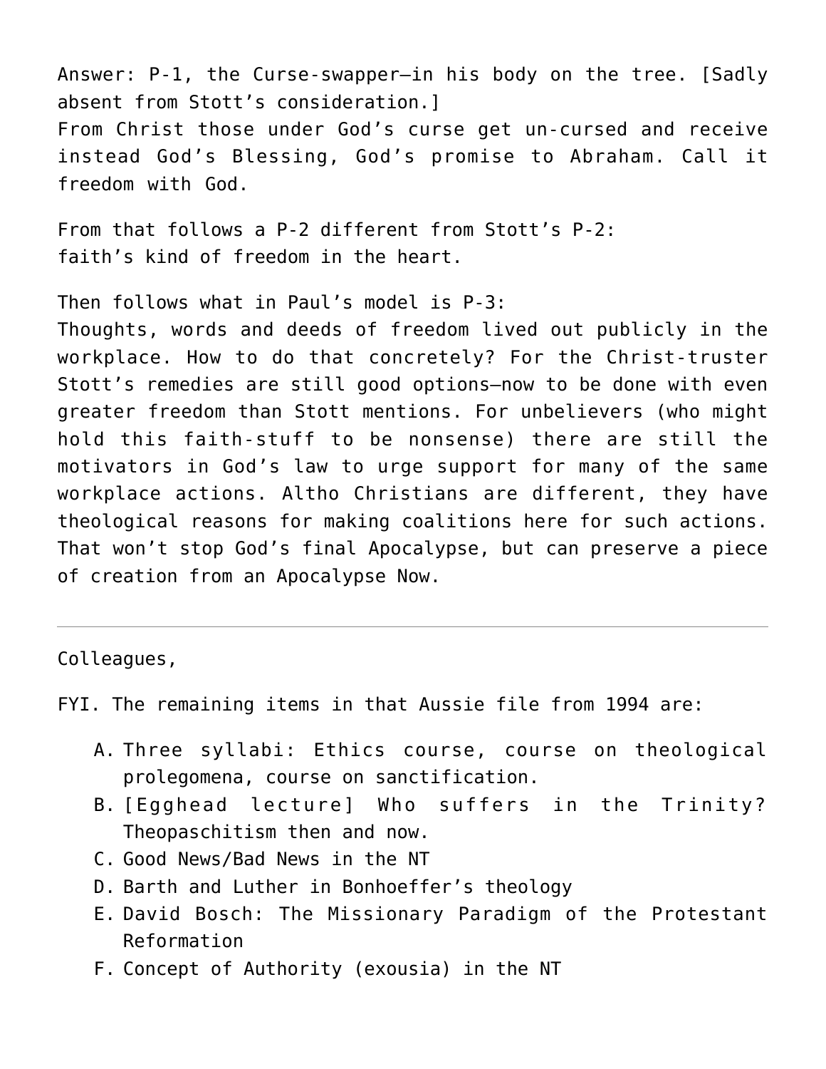Answer: P-1, the Curse-swapper–in his body on the tree. [Sadly absent from Stott's consideration.]
From Christ those under God's curse get un-cursed and receive instead God's Blessing, God's promise to Abraham. Call it freedom with God.

From that follows a P-2 different from Stott's P-2:
faith's kind of freedom in the heart.

Then follows what in Paul's model is P-3:
Thoughts, words and deeds of freedom lived out publicly in the workplace. How to do that concretely? For the Christ-truster Stott's remedies are still good options–now to be done with even greater freedom than Stott mentions. For unbelievers (who might hold this faith-stuff to be nonsense) there are still the motivators in God's law to urge support for many of the same workplace actions. Altho Christians are different, they have theological reasons for making coalitions here for such actions. That won't stop God's final Apocalypse, but can preserve a piece of creation from an Apocalypse Now.

---

Colleagues,

FYI. The remaining items in that Aussie file from 1994 are:

A. Three syllabi: Ethics course, course on theological prolegomena, course on sanctification.
B. [Egghead lecture] Who suffers in the Trinity? Theopaschitism then and now.
C. Good News/Bad News in the NT
D. Barth and Luther in Bonhoeffer's theology
E. David Bosch: The Missionary Paradigm of the Protestant Reformation
F. Concept of Authority (exousia) in the NT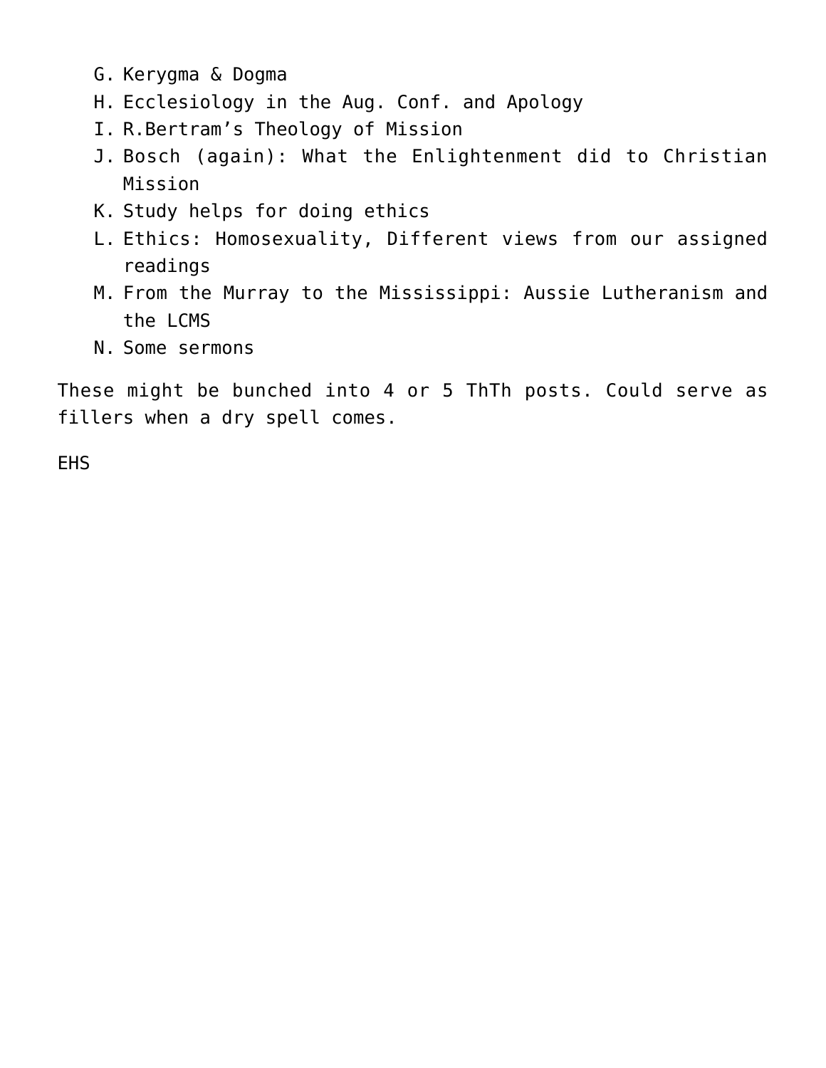G. Kerygma & Dogma
H. Ecclesiology in the Aug. Conf. and Apology
I. R.Bertram's Theology of Mission
J. Bosch (again): What the Enlightenment did to Christian Mission
K. Study helps for doing ethics
L. Ethics: Homosexuality, Different views from our assigned readings
M. From the Murray to the Mississippi: Aussie Lutheranism and the LCMS
N. Some sermons

These might be bunched into 4 or 5 ThTh posts. Could serve as fillers when a dry spell comes.

EHS